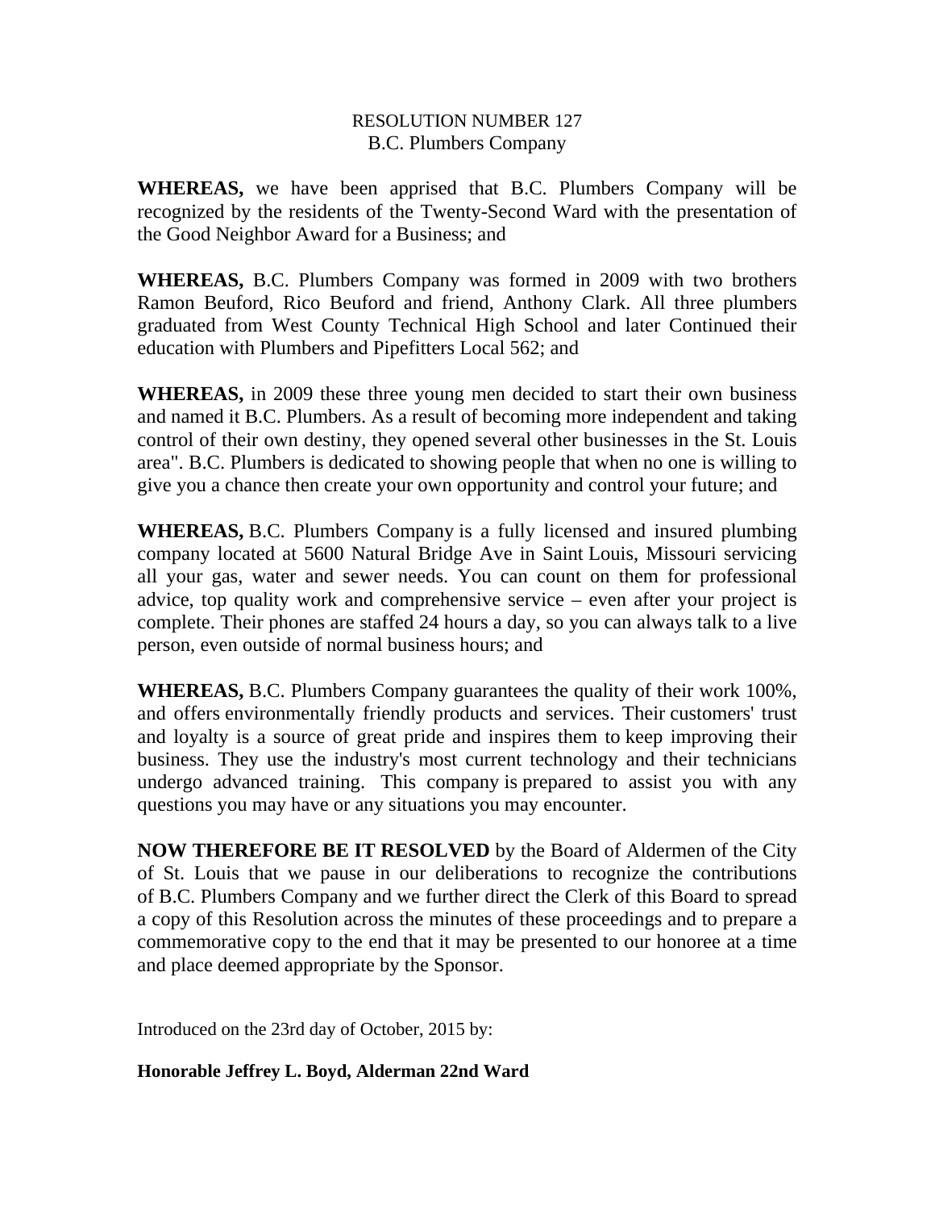RESOLUTION NUMBER 127
B.C. Plumbers Company

**WHEREAS,** we have been apprised that B.C. Plumbers Company will be recognized by the residents of the Twenty-Second Ward with the presentation of the Good Neighbor Award for a Business; and

**WHEREAS,** B.C. Plumbers Company was formed in 2009 with two brothers Ramon Beuford, Rico Beuford and friend, Anthony Clark. All three plumbers graduated from West County Technical High School and later Continued their education with Plumbers and Pipefitters Local 562; and

**WHEREAS,** in 2009 these three young men decided to start their own business and named it B.C. Plumbers. As a result of becoming more independent and taking control of their own destiny, they opened several other businesses in the St. Louis area". B.C. Plumbers is dedicated to showing people that when no one is willing to give you a chance then create your own opportunity and control your future; and

**WHEREAS,** B.C. Plumbers Company is a fully licensed and insured plumbing company located at 5600 Natural Bridge Ave in Saint Louis, Missouri servicing all your gas, water and sewer needs. You can count on them for professional advice, top quality work and comprehensive service – even after your project is complete. Their phones are staffed 24 hours a day, so you can always talk to a live person, even outside of normal business hours; and

**WHEREAS,** B.C. Plumbers Company guarantees the quality of their work 100%, and offers environmentally friendly products and services. Their customers' trust and loyalty is a source of great pride and inspires them to keep improving their business. They use the industry's most current technology and their technicians undergo advanced training. This company is prepared to assist you with any questions you may have or any situations you may encounter.

**NOW THEREFORE BE IT RESOLVED** by the Board of Aldermen of the City of St. Louis that we pause in our deliberations to recognize the contributions of B.C. Plumbers Company and we further direct the Clerk of this Board to spread a copy of this Resolution across the minutes of these proceedings and to prepare a commemorative copy to the end that it may be presented to our honoree at a time and place deemed appropriate by the Sponsor.

Introduced on the 23rd day of October, 2015 by:

**Honorable Jeffrey L. Boyd, Alderman 22nd Ward**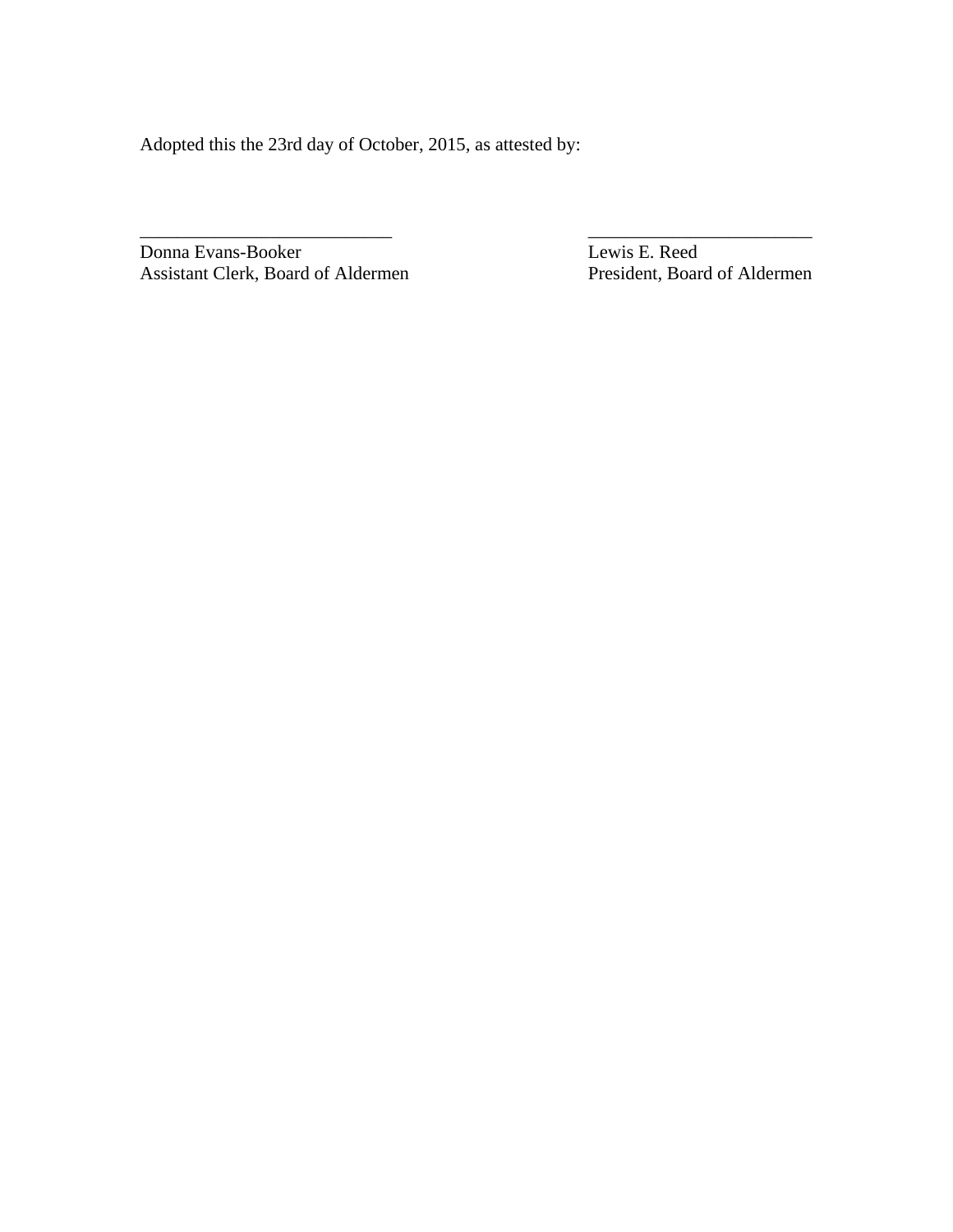Adopted this the 23rd day of October, 2015, as attested by:

| | |
|---|---|
| ___________________________ | ________________________ |
| Donna Evans-Booker | Lewis E. Reed |
| Assistant Clerk, Board of Aldermen | President, Board of Aldermen |